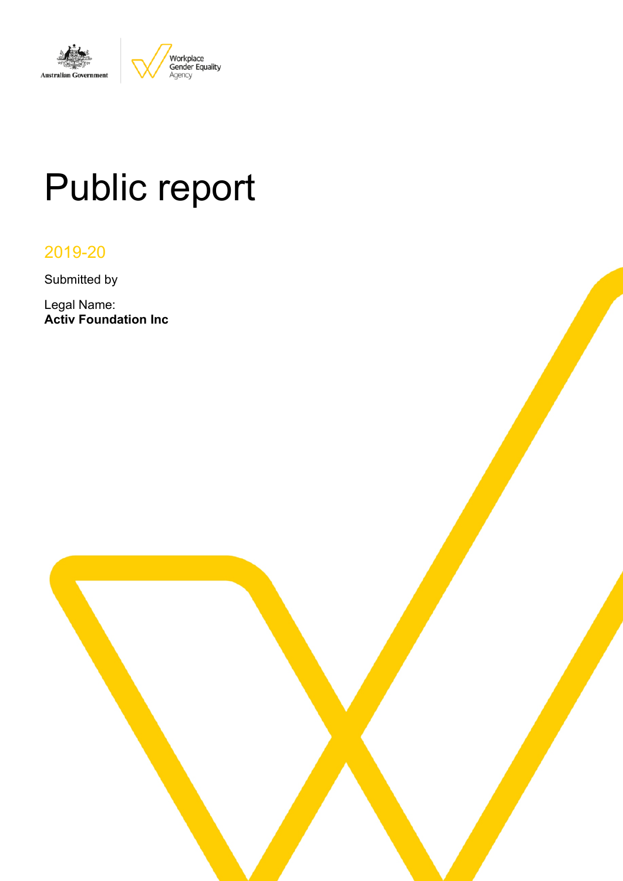Australian Government

Workplace Gender Equality Agency

# Public report

2019-20

Submitted by

Legal Name:
**Activ Foundation Inc**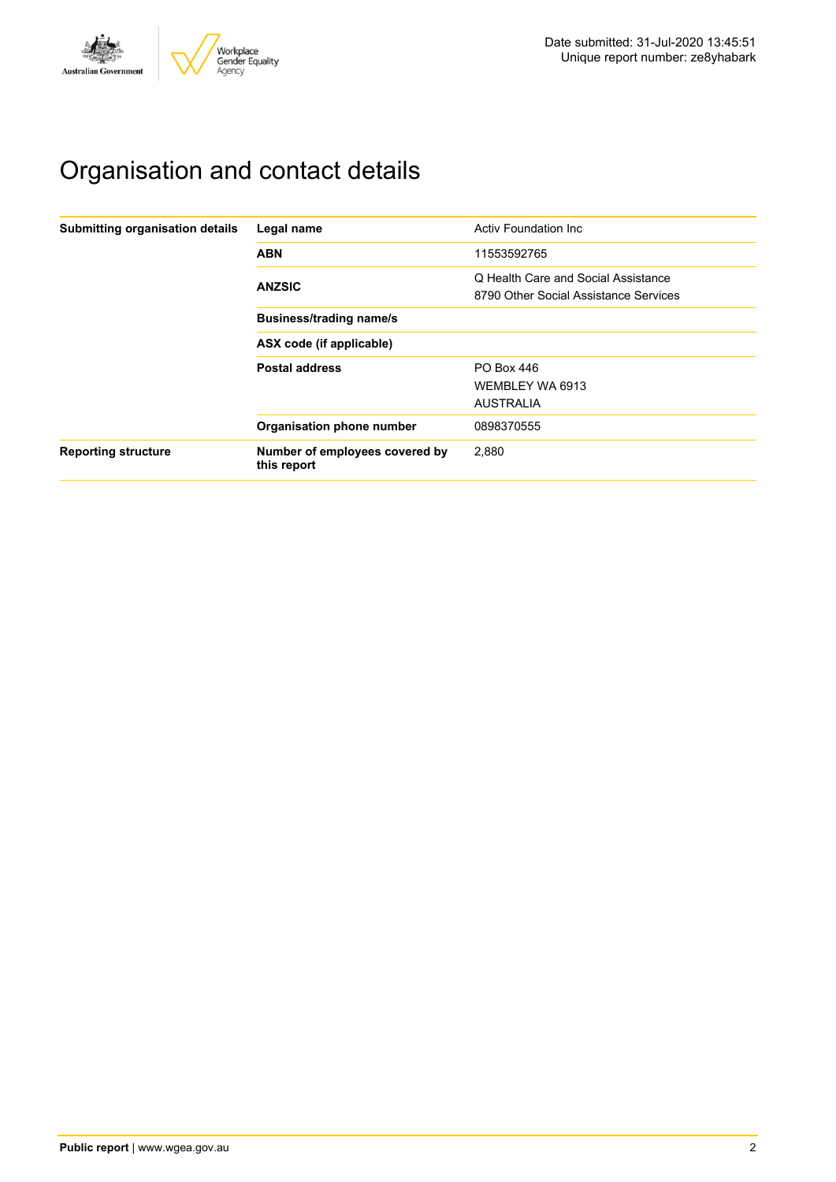# Organisation and contact details

| | | |
|---|---|---|
| **Submitting organisation details** | **Legal name** | Activ Foundation Inc |
| | **ABN** | 11553592765 |
| | **ANZSIC** | Q Health Care and Social Assistance<br>8790 Other Social Assistance Services |
| | **Business/trading name/s** | |
| | **ASX code (if applicable)** | |
| | **Postal address** | PO Box 446<br>WEMBLEY WA 6913<br>AUSTRALIA |
| | **Organisation phone number** | 0898370555 |
| **Reporting structure** | **Number of employees covered by this report** | 2,880 |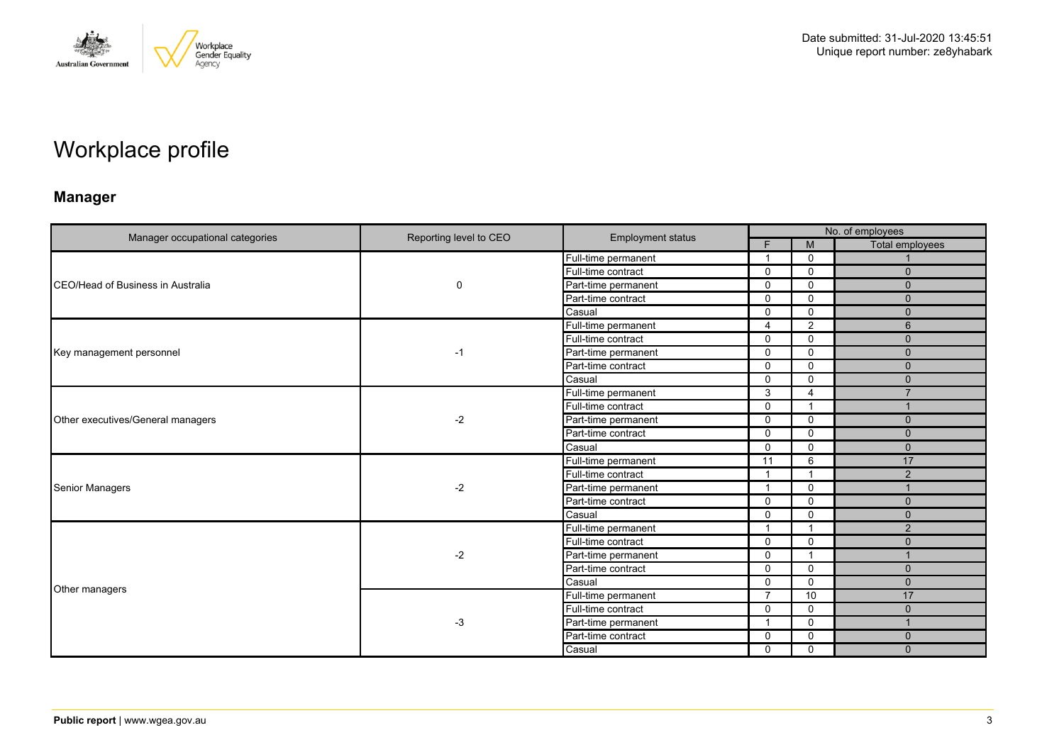# Workplace profile

## Manager

| Manager occupational categories | Reporting level to CEO | Employment status | No. of employees | | |
|---|---|---|---|---|---|
| | | | F | M | Total employees |
| CEO/Head of Business in Australia | 0 | Full-time permanent | 1 | 0 | 1 |
| | | Full-time contract | 0 | 0 | 0 |
| | | Part-time permanent | 0 | 0 | 0 |
| | | Part-time contract | 0 | 0 | 0 |
| | | Casual | 0 | 0 | 0 |
| Key management personnel | -1 | Full-time permanent | 4 | 2 | 6 |
| | | Full-time contract | 0 | 0 | 0 |
| | | Part-time permanent | 0 | 0 | 0 |
| | | Part-time contract | 0 | 0 | 0 |
| | | Casual | 0 | 0 | 0 |
| Other executives/General managers | -2 | Full-time permanent | 3 | 4 | 7 |
| | | Full-time contract | 0 | 1 | 1 |
| | | Part-time permanent | 0 | 0 | 0 |
| | | Part-time contract | 0 | 0 | 0 |
| | | Casual | 0 | 0 | 0 |
| Senior Managers | -2 | Full-time permanent | 11 | 6 | 17 |
| | | Full-time contract | 1 | 1 | 2 |
| | | Part-time permanent | 1 | 0 | 1 |
| | | Part-time contract | 0 | 0 | 0 |
| | | Casual | 0 | 0 | 0 |
| Other managers | -2 | Full-time permanent | 1 | 1 | 2 |
| | | Full-time contract | 0 | 0 | 0 |
| | | Part-time permanent | 0 | 1 | 1 |
| | | Part-time contract | 0 | 0 | 0 |
| | | Casual | 0 | 0 | 0 |
| | -3 | Full-time permanent | 7 | 10 | 17 |
| | | Full-time contract | 0 | 0 | 0 |
| | | Part-time permanent | 1 | 0 | 1 |
| | | Part-time contract | 0 | 0 | 0 |
| | | Casual | 0 | 0 | 0 |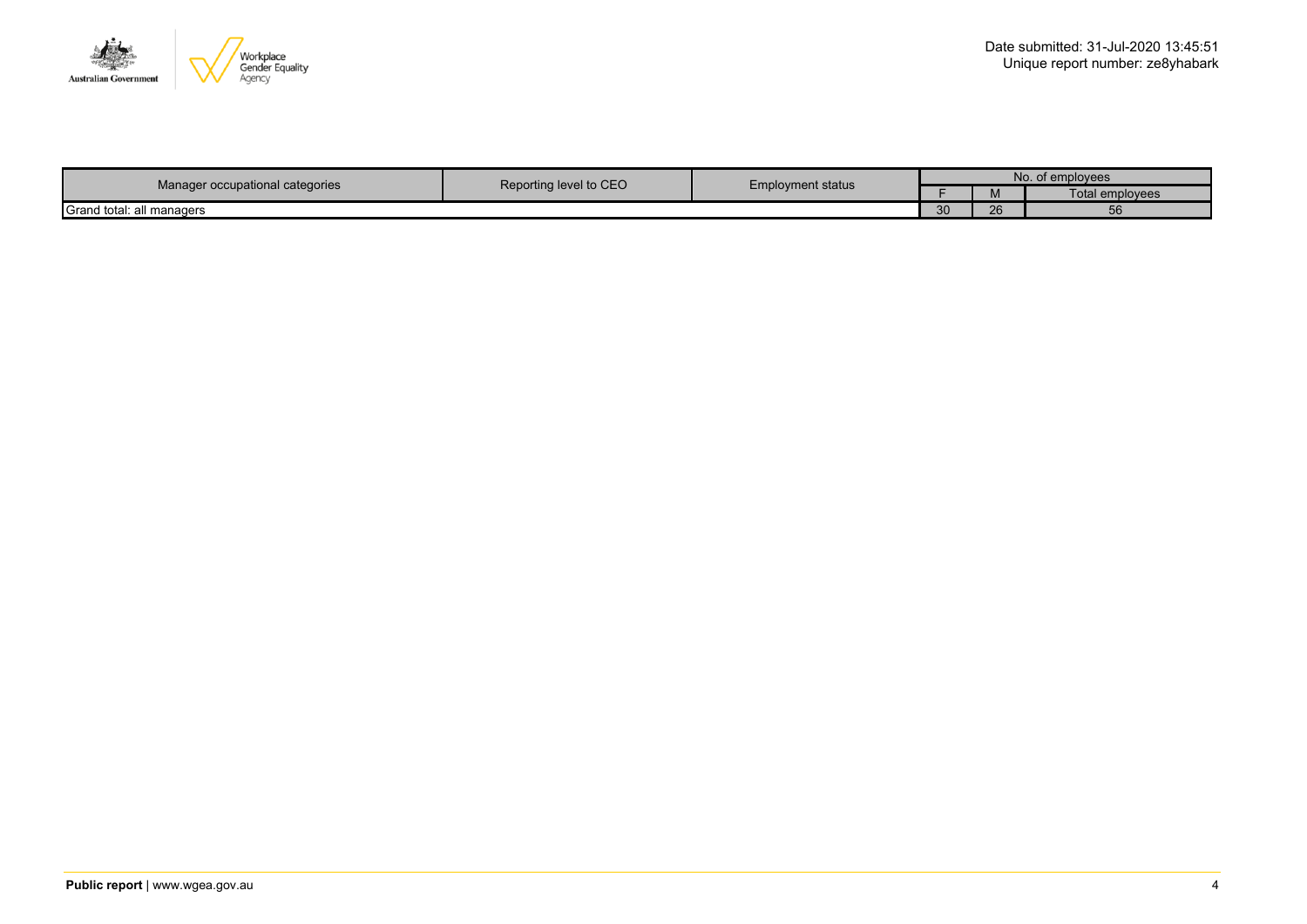Date submitted: 31-Jul-2020 13:45:51
Unique report number: ze8yhabark

| Manager occupational categories | Reporting level to CEO | Employment status | No. of employees | | |
|---|---|---|---|---|---|
| | | | F | M | Total employees |
| Grand total: all managers | | | 30 | 26 | 56 |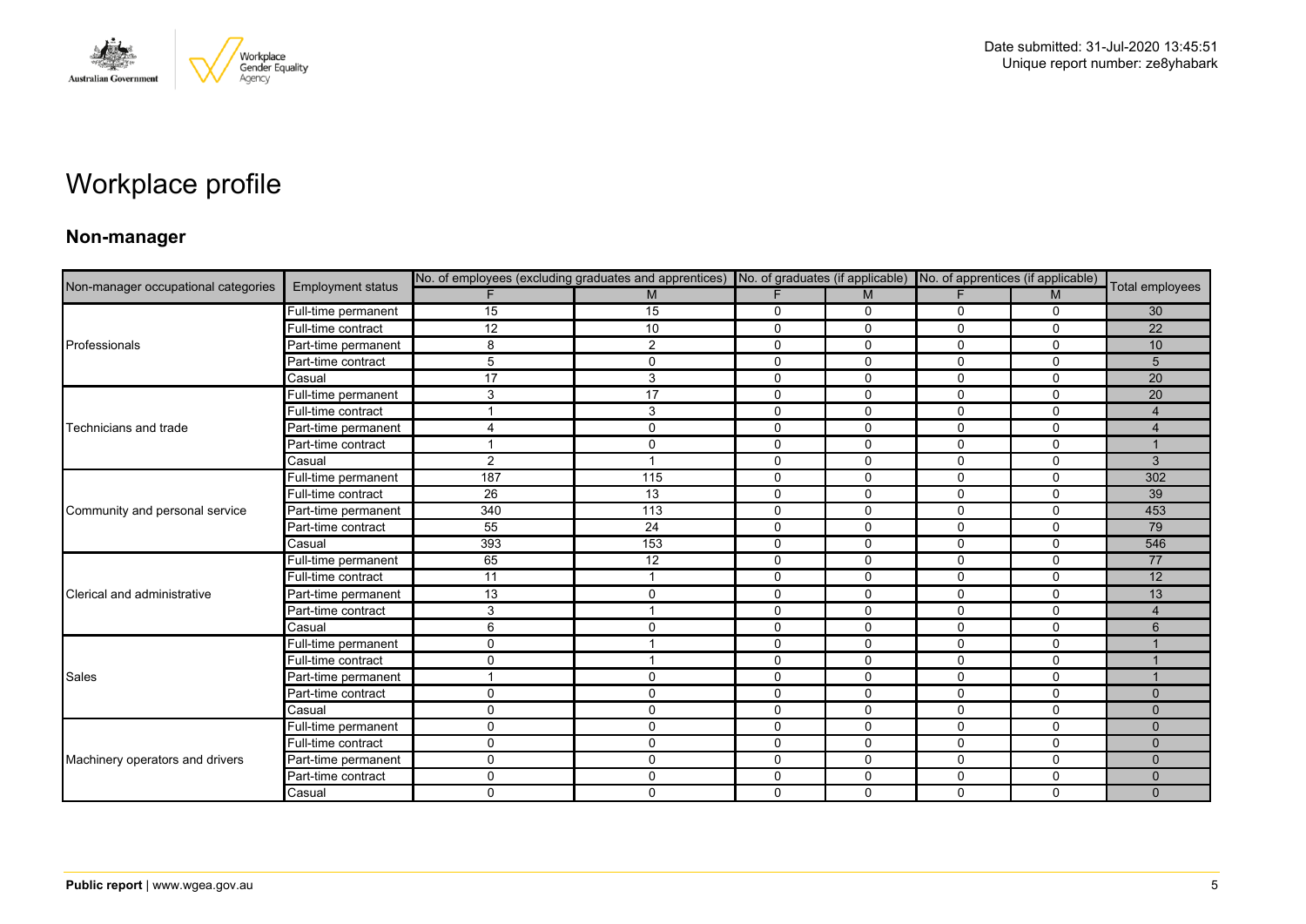# Workplace profile

## Non-manager

| Non-manager occupational categories | Employment status | No. of employees (excluding graduates and apprentices) | | No. of graduates (if applicable) | | No. of apprentices (if applicable) | | Total employees |
|---|---|---|---|---|---|---|---|---|
| | | F | M | F | M | F | M | |
| Professionals | Full-time permanent | 15 | 15 | 0 | 0 | 0 | 0 | 30 |
| | Full-time contract | 12 | 10 | 0 | 0 | 0 | 0 | 22 |
| | Part-time permanent | 8 | 2 | 0 | 0 | 0 | 0 | 10 |
| | Part-time contract | 5 | 0 | 0 | 0 | 0 | 0 | 5 |
| | Casual | 17 | 3 | 0 | 0 | 0 | 0 | 20 |
| Technicians and trade | Full-time permanent | 3 | 17 | 0 | 0 | 0 | 0 | 20 |
| | Full-time contract | 1 | 3 | 0 | 0 | 0 | 0 | 4 |
| | Part-time permanent | 4 | 0 | 0 | 0 | 0 | 0 | 4 |
| | Part-time contract | 1 | 0 | 0 | 0 | 0 | 0 | 1 |
| | Casual | 2 | 1 | 0 | 0 | 0 | 0 | 3 |
| Community and personal service | Full-time permanent | 187 | 115 | 0 | 0 | 0 | 0 | 302 |
| | Full-time contract | 26 | 13 | 0 | 0 | 0 | 0 | 39 |
| | Part-time permanent | 340 | 113 | 0 | 0 | 0 | 0 | 453 |
| | Part-time contract | 55 | 24 | 0 | 0 | 0 | 0 | 79 |
| | Casual | 393 | 153 | 0 | 0 | 0 | 0 | 546 |
| Clerical and administrative | Full-time permanent | 65 | 12 | 0 | 0 | 0 | 0 | 77 |
| | Full-time contract | 11 | 1 | 0 | 0 | 0 | 0 | 12 |
| | Part-time permanent | 13 | 0 | 0 | 0 | 0 | 0 | 13 |
| | Part-time contract | 3 | 1 | 0 | 0 | 0 | 0 | 4 |
| | Casual | 6 | 0 | 0 | 0 | 0 | 0 | 6 |
| Sales | Full-time permanent | 0 | 1 | 0 | 0 | 0 | 0 | 1 |
| | Full-time contract | 0 | 1 | 0 | 0 | 0 | 0 | 1 |
| | Part-time permanent | 1 | 0 | 0 | 0 | 0 | 0 | 1 |
| | Part-time contract | 0 | 0 | 0 | 0 | 0 | 0 | 0 |
| | Casual | 0 | 0 | 0 | 0 | 0 | 0 | 0 |
| Machinery operators and drivers | Full-time permanent | 0 | 0 | 0 | 0 | 0 | 0 | 0 |
| | Full-time contract | 0 | 0 | 0 | 0 | 0 | 0 | 0 |
| | Part-time permanent | 0 | 0 | 0 | 0 | 0 | 0 | 0 |
| | Part-time contract | 0 | 0 | 0 | 0 | 0 | 0 | 0 |
| | Casual | 0 | 0 | 0 | 0 | 0 | 0 | 0 |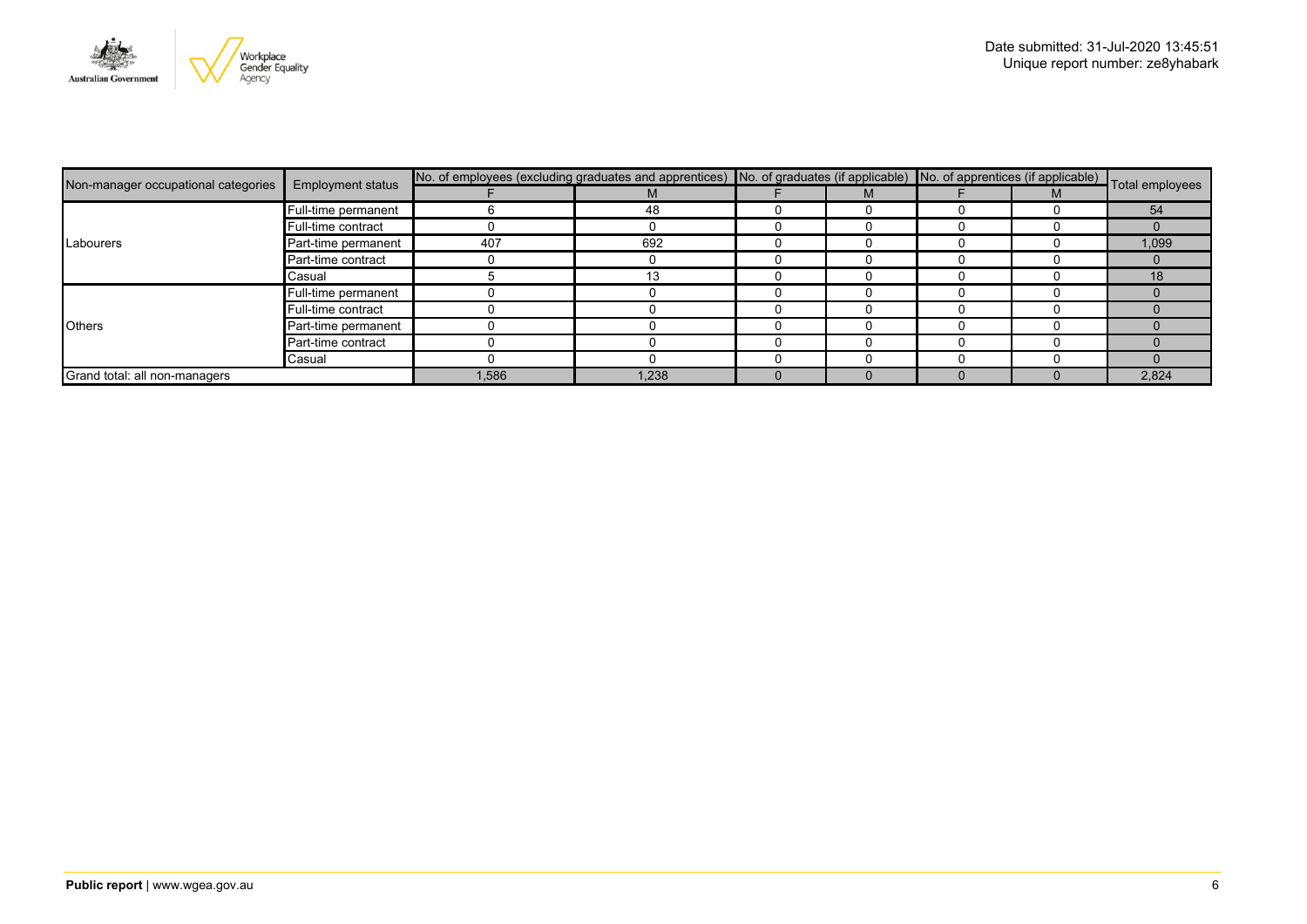Date submitted: 31-Jul-2020 13:45:51
Unique report number: ze8yhabark

| Non-manager occupational categories | Employment status | No. of employees (excluding graduates and apprentices) | | No. of graduates (if applicable) | | No. of apprentices (if applicable) | | Total employees |
|---|---|---|---|---|---|---|---|---|
| | | F | M | F | M | F | M | |
| Labourers | Full-time permanent | 6 | 48 | 0 | 0 | 0 | 0 | 54 |
| | Full-time contract | 0 | 0 | 0 | 0 | 0 | 0 | 0 |
| | Part-time permanent | 407 | 692 | 0 | 0 | 0 | 0 | 1,099 |
| | Part-time contract | 0 | 0 | 0 | 0 | 0 | 0 | 0 |
| | Casual | 5 | 13 | 0 | 0 | 0 | 0 | 18 |
| Others | Full-time permanent | 0 | 0 | 0 | 0 | 0 | 0 | 0 |
| | Full-time contract | 0 | 0 | 0 | 0 | 0 | 0 | 0 |
| | Part-time permanent | 0 | 0 | 0 | 0 | 0 | 0 | 0 |
| | Part-time contract | 0 | 0 | 0 | 0 | 0 | 0 | 0 |
| | Casual | 0 | 0 | 0 | 0 | 0 | 0 | 0 |
| Grand total: all non-managers | | 1,586 | 1,238 | 0 | 0 | 0 | 0 | 2,824 |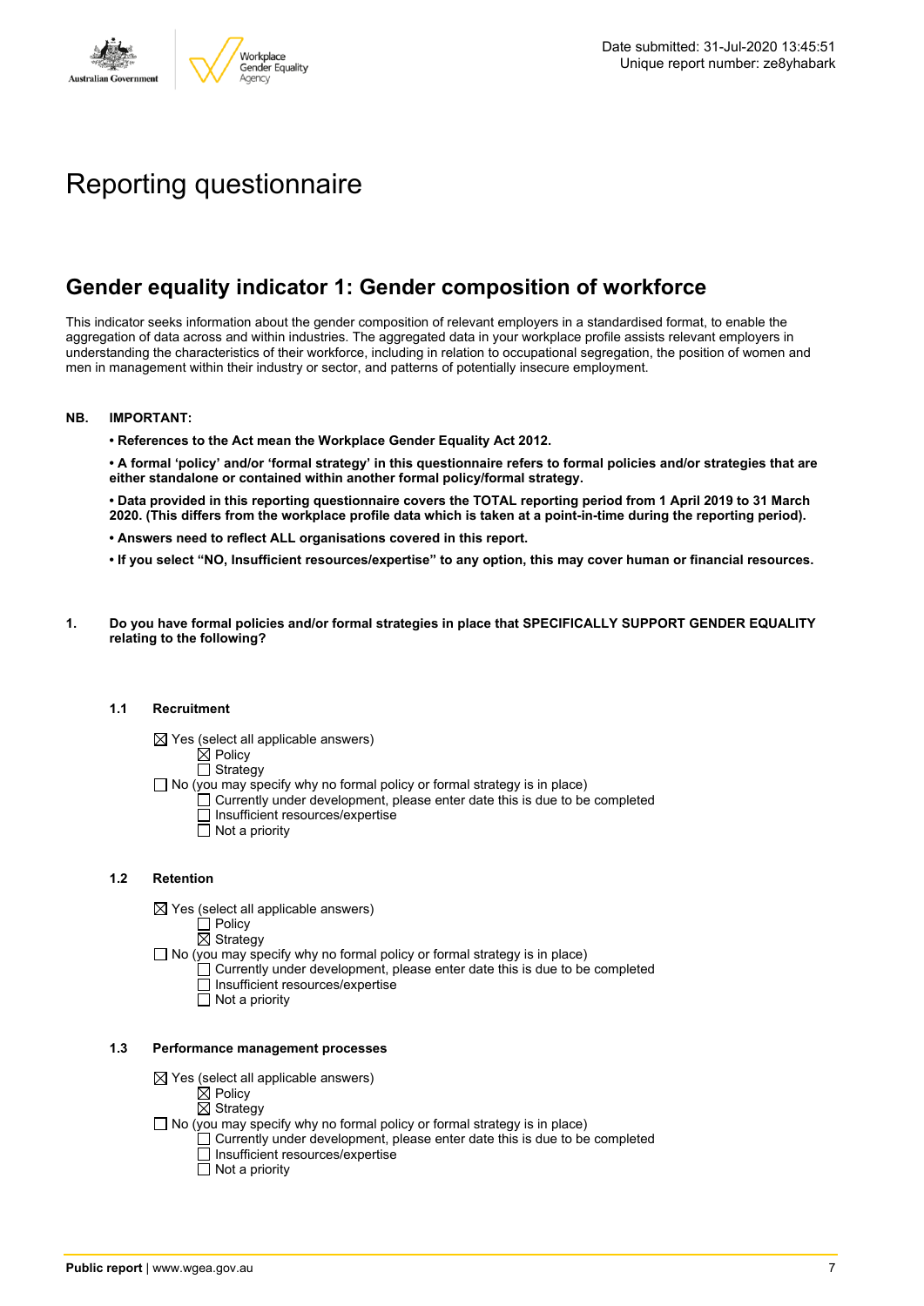Date submitted: 31-Jul-2020 13:45:51
Unique report number: ze8yhabark

# Reporting questionnaire

## Gender equality indicator 1: Gender composition of workforce

This indicator seeks information about the gender composition of relevant employers in a standardised format, to enable the aggregation of data across and within industries. The aggregated data in your workplace profile assists relevant employers in understanding the characteristics of their workforce, including in relation to occupational segregation, the position of women and men in management within their industry or sector, and patterns of potentially insecure employment.

**NB. IMPORTANT:**

- **References to the Act mean the Workplace Gender Equality Act 2012.**
- **A formal 'policy' and/or 'formal strategy' in this questionnaire refers to formal policies and/or strategies that are either standalone or contained within another formal policy/formal strategy.**
- **Data provided in this reporting questionnaire covers the TOTAL reporting period from 1 April 2019 to 31 March 2020. (This differs from the workplace profile data which is taken at a point-in-time during the reporting period).**
- **Answers need to reflect ALL organisations covered in this report.**
- **If you select "NO, Insufficient resources/expertise" to any option, this may cover human or financial resources.**

**1. Do you have formal policies and/or formal strategies in place that SPECIFICALLY SUPPORT GENDER EQUALITY relating to the following?**

**1.1 Recruitment**

- ☒ Yes (select all applicable answers)
  - ☒ Policy
  - ☐ Strategy
- ☐ No (you may specify why no formal policy or formal strategy is in place)
  - ☐ Currently under development, please enter date this is due to be completed
  - ☐ Insufficient resources/expertise
  - ☐ Not a priority

**1.2 Retention**

- ☒ Yes (select all applicable answers)
  - ☐ Policy
  - ☒ Strategy
- ☐ No (you may specify why no formal policy or formal strategy is in place)
  - ☐ Currently under development, please enter date this is due to be completed
  - ☐ Insufficient resources/expertise
  - ☐ Not a priority

**1.3 Performance management processes**

- ☒ Yes (select all applicable answers)
  - ☒ Policy
  - ☒ Strategy
- ☐ No (you may specify why no formal policy or formal strategy is in place)
  - ☐ Currently under development, please enter date this is due to be completed
  - ☐ Insufficient resources/expertise
  - ☐ Not a priority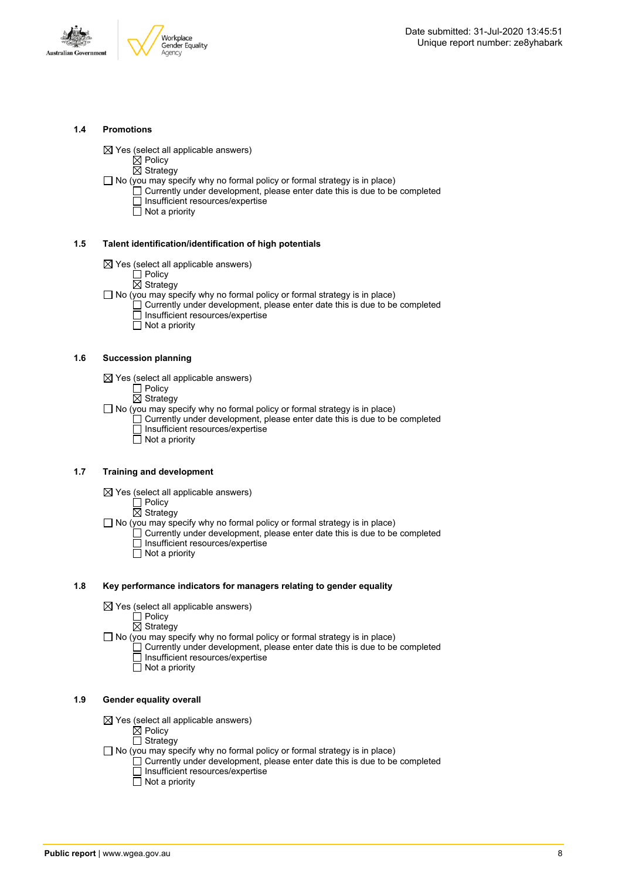### 1.4 Promotions

- ☒ Yes (select all applicable answers)
  - ☒ Policy
  - ☒ Strategy
- ☐ No (you may specify why no formal policy or formal strategy is in place)
  - ☐ Currently under development, please enter date this is due to be completed
  - ☐ Insufficient resources/expertise
  - ☐ Not a priority

### 1.5 Talent identification/identification of high potentials

- ☒ Yes (select all applicable answers)
  - ☐ Policy
  - ☒ Strategy
- ☐ No (you may specify why no formal policy or formal strategy is in place)
  - ☐ Currently under development, please enter date this is due to be completed
  - ☐ Insufficient resources/expertise
  - ☐ Not a priority

### 1.6 Succession planning

- ☒ Yes (select all applicable answers)
  - ☐ Policy
  - ☒ Strategy
- ☐ No (you may specify why no formal policy or formal strategy is in place)
  - ☐ Currently under development, please enter date this is due to be completed
  - ☐ Insufficient resources/expertise
  - ☐ Not a priority

### 1.7 Training and development

- ☒ Yes (select all applicable answers)
  - ☐ Policy
  - ☒ Strategy
- ☐ No (you may specify why no formal policy or formal strategy is in place)
  - ☐ Currently under development, please enter date this is due to be completed
  - ☐ Insufficient resources/expertise
  - ☐ Not a priority

### 1.8 Key performance indicators for managers relating to gender equality

- ☒ Yes (select all applicable answers)
  - ☐ Policy
  - ☒ Strategy
- ☐ No (you may specify why no formal policy or formal strategy is in place)
  - ☐ Currently under development, please enter date this is due to be completed
  - ☐ Insufficient resources/expertise
  - ☐ Not a priority

### 1.9 Gender equality overall

- ☒ Yes (select all applicable answers)
  - ☒ Policy
  - ☐ Strategy
- ☐ No (you may specify why no formal policy or formal strategy is in place)
  - ☐ Currently under development, please enter date this is due to be completed
  - ☐ Insufficient resources/expertise
  - ☐ Not a priority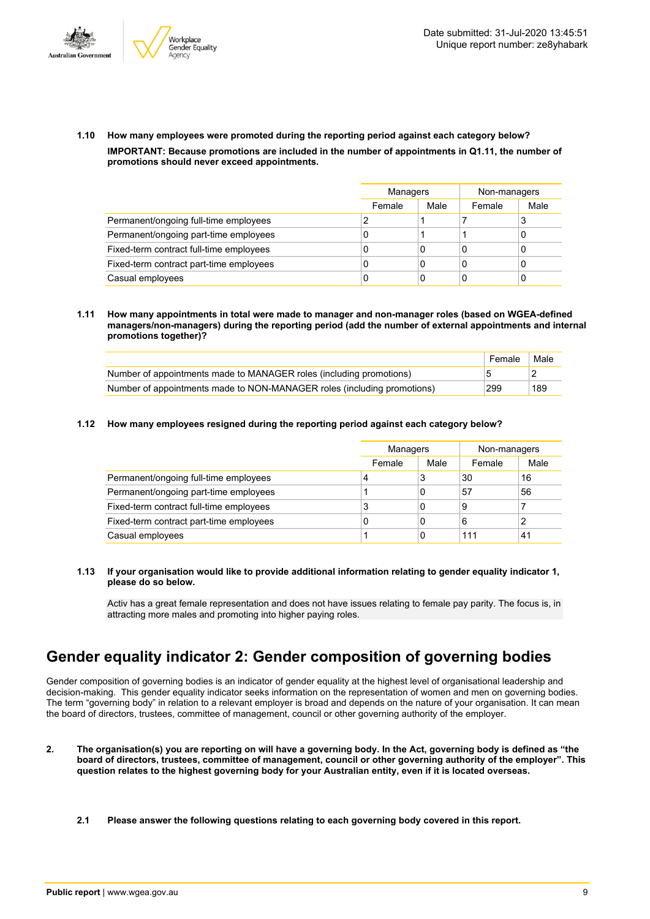**1.10 How many employees were promoted during the reporting period against each category below?**

**IMPORTANT: Because promotions are included in the number of appointments in Q1.11, the number of promotions should never exceed appointments.**

| | Managers | | Non-managers | |
|---|---|---|---|---|
| | Female | Male | Female | Male |
| Permanent/ongoing full-time employees | 2 | 1 | 7 | 3 |
| Permanent/ongoing part-time employees | 0 | 1 | 1 | 0 |
| Fixed-term contract full-time employees | 0 | 0 | 0 | 0 |
| Fixed-term contract part-time employees | 0 | 0 | 0 | 0 |
| Casual employees | 0 | 0 | 0 | 0 |

**1.11 How many appointments in total were made to manager and non-manager roles (based on WGEA-defined managers/non-managers) during the reporting period (add the number of external appointments and internal promotions together)?**

| | Female | Male |
|---|---|---|
| Number of appointments made to MANAGER roles (including promotions) | 5 | 2 |
| Number of appointments made to NON-MANAGER roles (including promotions) | 299 | 189 |

**1.12 How many employees resigned during the reporting period against each category below?**

| | Managers | | Non-managers | |
|---|---|---|---|---|
| | Female | Male | Female | Male |
| Permanent/ongoing full-time employees | 4 | 3 | 30 | 16 |
| Permanent/ongoing part-time employees | 1 | 0 | 57 | 56 |
| Fixed-term contract full-time employees | 3 | 0 | 9 | 7 |
| Fixed-term contract part-time employees | 0 | 0 | 6 | 2 |
| Casual employees | 1 | 0 | 111 | 41 |

**1.13 If your organisation would like to provide additional information relating to gender equality indicator 1, please do so below.**

Activ has a great female representation and does not have issues relating to female pay parity. The focus is, in attracting more males and promoting into higher paying roles.

## Gender equality indicator 2: Gender composition of governing bodies

Gender composition of governing bodies is an indicator of gender equality at the highest level of organisational leadership and decision-making. This gender equality indicator seeks information on the representation of women and men on governing bodies. The term "governing body" in relation to a relevant employer is broad and depends on the nature of your organisation. It can mean the board of directors, trustees, committee of management, council or other governing authority of the employer.

**2. The organisation(s) you are reporting on will have a governing body. In the Act, governing body is defined as "the board of directors, trustees, committee of management, council or other governing authority of the employer". This question relates to the highest governing body for your Australian entity, even if it is located overseas.**

**2.1 Please answer the following questions relating to each governing body covered in this report.**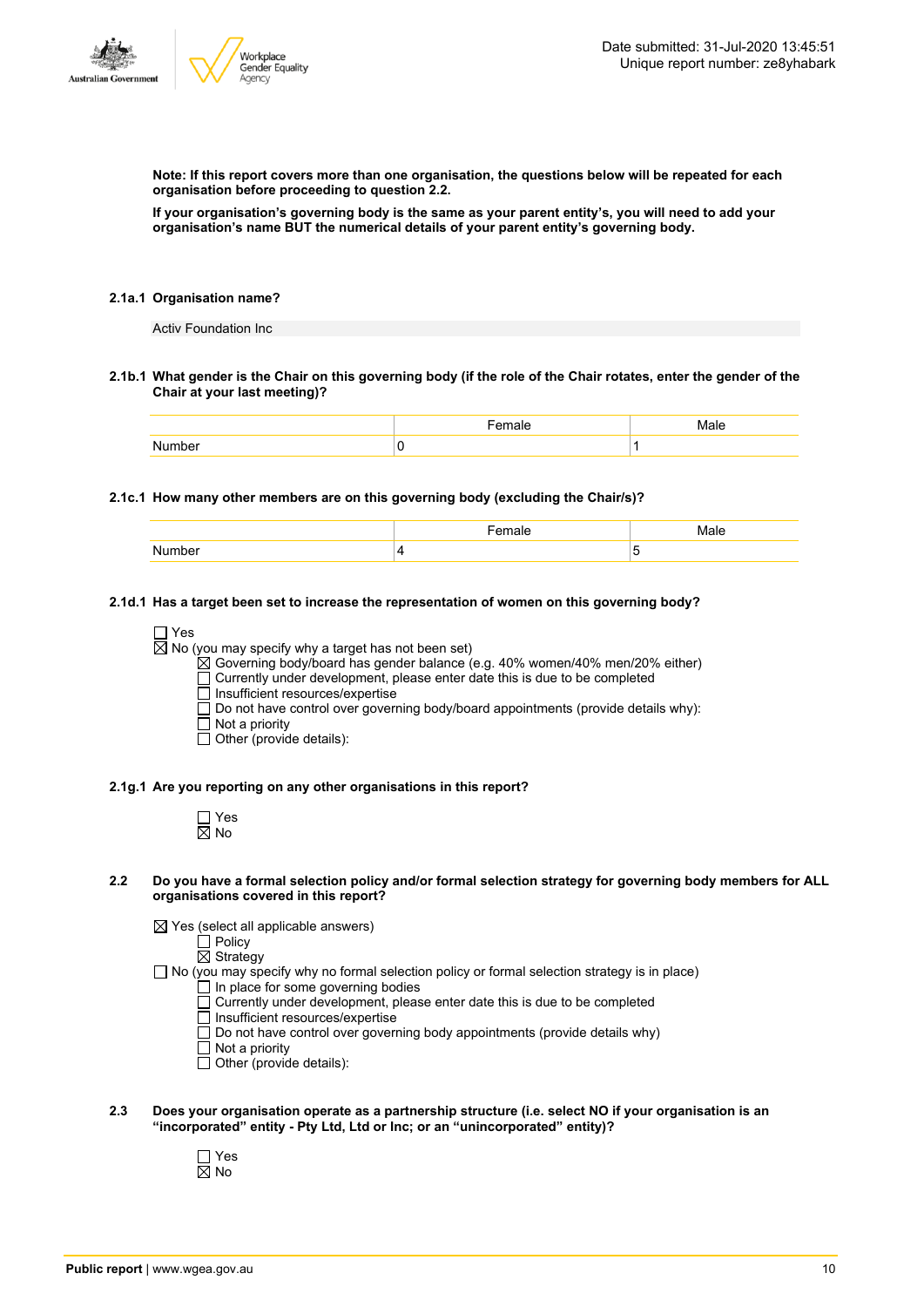**Note: If this report covers more than one organisation, the questions below will be repeated for each organisation before proceeding to question 2.2.**

**If your organisation's governing body is the same as your parent entity's, you will need to add your organisation's name BUT the numerical details of your parent entity's governing body.**

**2.1a.1 Organisation name?**

Activ Foundation Inc

**2.1b.1 What gender is the Chair on this governing body (if the role of the Chair rotates, enter the gender of the Chair at your last meeting)?**

| | Female | Male |
|---|---|---|
| Number | 0 | 1 |

**2.1c.1 How many other members are on this governing body (excluding the Chair/s)?**

| | Female | Male |
|---|---|---|
| Number | 4 | 5 |

**2.1d.1 Has a target been set to increase the representation of women on this governing body?**

- ☐ Yes
- ☒ No (you may specify why a target has not been set)
  - ☒ Governing body/board has gender balance (e.g. 40% women/40% men/20% either)
  - ☐ Currently under development, please enter date this is due to be completed
  - ☐ Insufficient resources/expertise
  - ☐ Do not have control over governing body/board appointments (provide details why):
  - ☐ Not a priority
  - ☐ Other (provide details):

**2.1g.1 Are you reporting on any other organisations in this report?**

- ☐ Yes
- ☒ No

**2.2 Do you have a formal selection policy and/or formal selection strategy for governing body members for ALL organisations covered in this report?**

- ☒ Yes (select all applicable answers)
  - ☐ Policy
  - ☒ Strategy
- ☐ No (you may specify why no formal selection policy or formal selection strategy is in place)
  - ☐ In place for some governing bodies
  - ☐ Currently under development, please enter date this is due to be completed
  - ☐ Insufficient resources/expertise
  - ☐ Do not have control over governing body appointments (provide details why)
  - ☐ Not a priority
  - ☐ Other (provide details):

**2.3 Does your organisation operate as a partnership structure (i.e. select NO if your organisation is an "incorporated" entity - Pty Ltd, Ltd or Inc; or an "unincorporated" entity)?**

- ☐ Yes
- ☒ No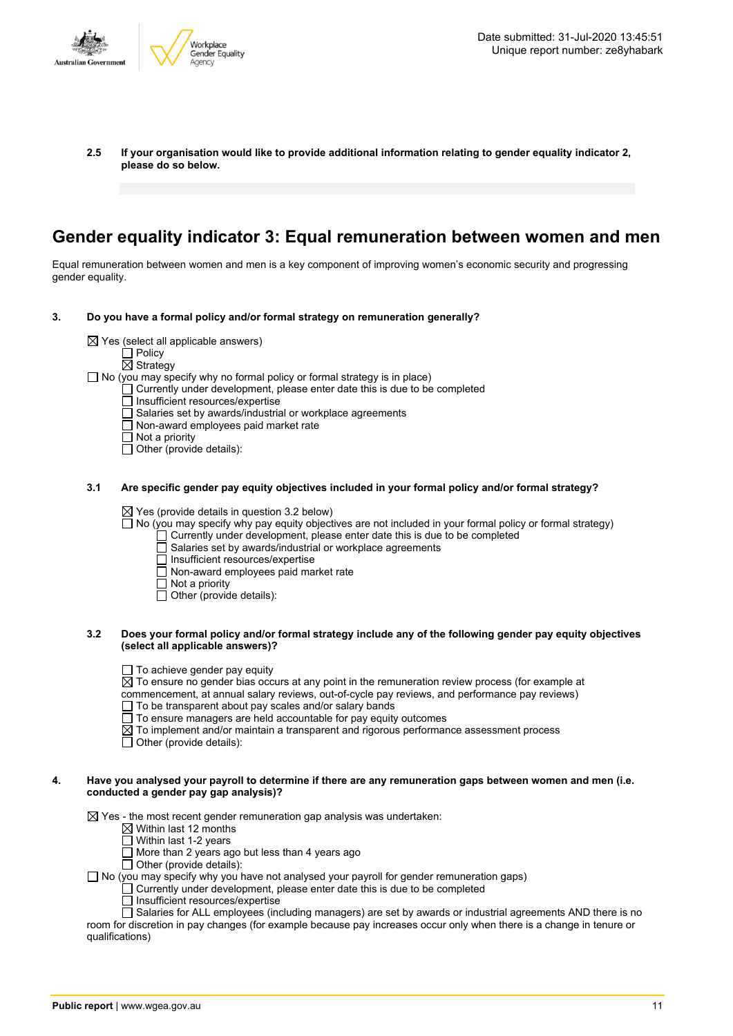**2.5 If your organisation would like to provide additional information relating to gender equality indicator 2, please do so below.**

## Gender equality indicator 3: Equal remuneration between women and men

Equal remuneration between women and men is a key component of improving women's economic security and progressing gender equality.

**3. Do you have a formal policy and/or formal strategy on remuneration generally?**

- ☒ Yes (select all applicable answers)
  - ☐ Policy
  - ☒ Strategy
- ☐ No (you may specify why no formal policy or formal strategy is in place)
  - ☐ Currently under development, please enter date this is due to be completed
  - ☐ Insufficient resources/expertise
  - ☐ Salaries set by awards/industrial or workplace agreements
  - ☐ Non-award employees paid market rate
  - ☐ Not a priority
  - ☐ Other (provide details):

**3.1 Are specific gender pay equity objectives included in your formal policy and/or formal strategy?**

- ☒ Yes (provide details in question 3.2 below)
- ☐ No (you may specify why pay equity objectives are not included in your formal policy or formal strategy)
  - ☐ Currently under development, please enter date this is due to be completed
  - ☐ Salaries set by awards/industrial or workplace agreements
  - ☐ Insufficient resources/expertise
  - ☐ Non-award employees paid market rate
  - ☐ Not a priority
  - ☐ Other (provide details):

**3.2 Does your formal policy and/or formal strategy include any of the following gender pay equity objectives (select all applicable answers)?**

- ☐ To achieve gender pay equity
- ☒ To ensure no gender bias occurs at any point in the remuneration review process (for example at commencement, at annual salary reviews, out-of-cycle pay reviews, and performance pay reviews)
- ☐ To be transparent about pay scales and/or salary bands
- ☐ To ensure managers are held accountable for pay equity outcomes
- ☒ To implement and/or maintain a transparent and rigorous performance assessment process
- ☐ Other (provide details):

**4. Have you analysed your payroll to determine if there are any remuneration gaps between women and men (i.e. conducted a gender pay gap analysis)?**

- ☒ Yes - the most recent gender remuneration gap analysis was undertaken:
  - ☒ Within last 12 months
  - ☐ Within last 1-2 years
  - ☐ More than 2 years ago but less than 4 years ago
  - ☐ Other (provide details):
- ☐ No (you may specify why you have not analysed your payroll for gender remuneration gaps)
  - ☐ Currently under development, please enter date this is due to be completed
  - ☐ Insufficient resources/expertise
  - ☐ Salaries for ALL employees (including managers) are set by awards or industrial agreements AND there is no room for discretion in pay changes (for example because pay increases occur only when there is a change in tenure or qualifications)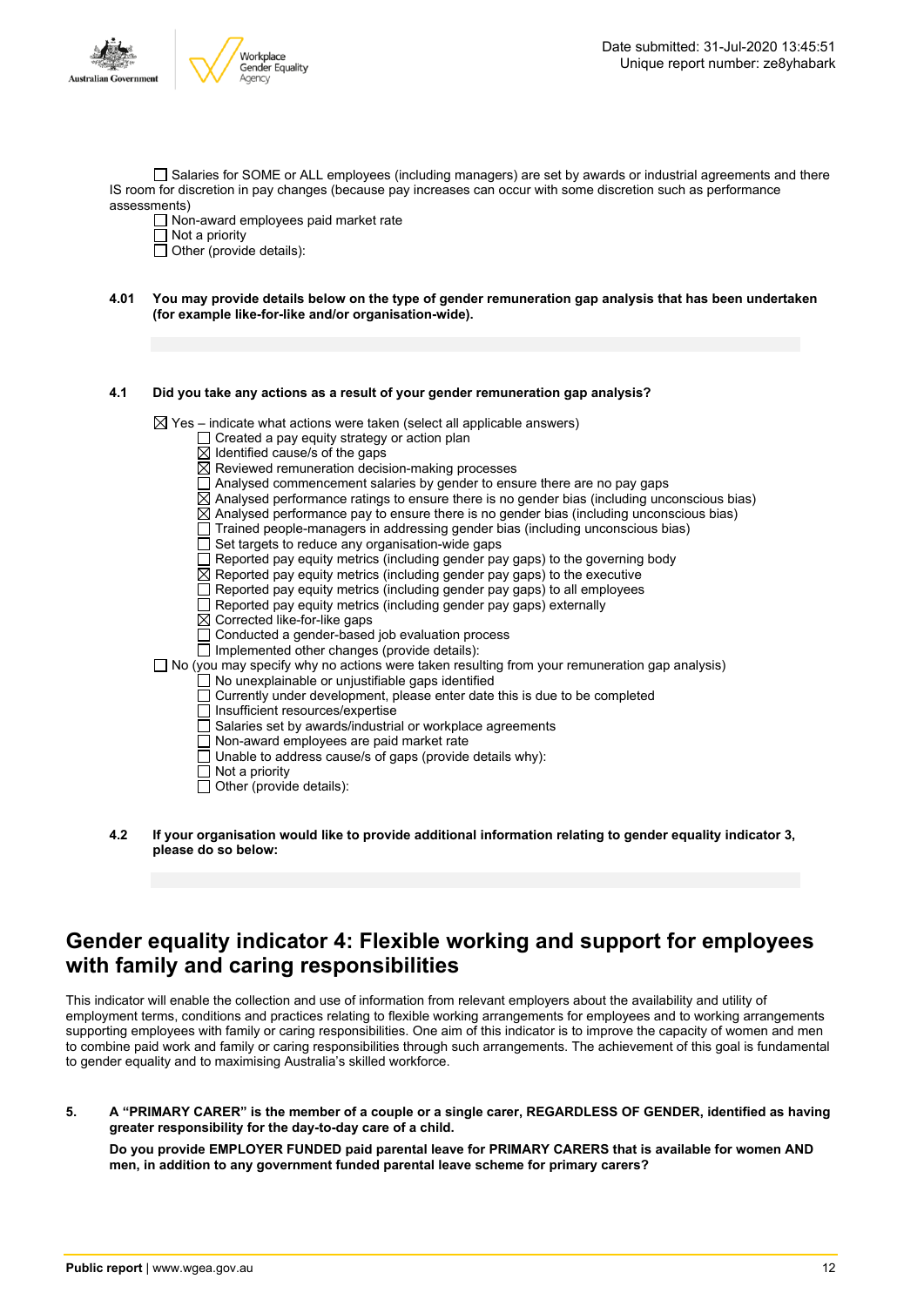☐ Salaries for SOME or ALL employees (including managers) are set by awards or industrial agreements and there IS room for discretion in pay changes (because pay increases can occur with some discretion such as performance assessments)
☐ Non-award employees paid market rate
☐ Not a priority
☐ Other (provide details):

**4.01 You may provide details below on the type of gender remuneration gap analysis that has been undertaken (for example like-for-like and/or organisation-wide).**

**4.1 Did you take any actions as a result of your gender remuneration gap analysis?**

☒ Yes – indicate what actions were taken (select all applicable answers)
- ☐ Created a pay equity strategy or action plan
- ☒ Identified cause/s of the gaps
- ☒ Reviewed remuneration decision-making processes
- ☐ Analysed commencement salaries by gender to ensure there are no pay gaps
- ☒ Analysed performance ratings to ensure there is no gender bias (including unconscious bias)
- ☒ Analysed performance pay to ensure there is no gender bias (including unconscious bias)
- ☐ Trained people-managers in addressing gender bias (including unconscious bias)
- ☐ Set targets to reduce any organisation-wide gaps
- ☐ Reported pay equity metrics (including gender pay gaps) to the governing body
- ☒ Reported pay equity metrics (including gender pay gaps) to the executive
- ☐ Reported pay equity metrics (including gender pay gaps) to all employees
- ☐ Reported pay equity metrics (including gender pay gaps) externally
- ☒ Corrected like-for-like gaps
- ☐ Conducted a gender-based job evaluation process
- ☐ Implemented other changes (provide details):

☐ No (you may specify why no actions were taken resulting from your remuneration gap analysis)
- ☐ No unexplainable or unjustifiable gaps identified
- ☐ Currently under development, please enter date this is due to be completed
- ☐ Insufficient resources/expertise
- ☐ Salaries set by awards/industrial or workplace agreements
- ☐ Non-award employees are paid market rate
- ☐ Unable to address cause/s of gaps (provide details why):
- ☐ Not a priority
- ☐ Other (provide details):

**4.2 If your organisation would like to provide additional information relating to gender equality indicator 3, please do so below:**

# Gender equality indicator 4: Flexible working and support for employees with family and caring responsibilities

This indicator will enable the collection and use of information from relevant employers about the availability and utility of employment terms, conditions and practices relating to flexible working arrangements for employees and to working arrangements supporting employees with family or caring responsibilities. One aim of this indicator is to improve the capacity of women and men to combine paid work and family or caring responsibilities through such arrangements. The achievement of this goal is fundamental to gender equality and to maximising Australia's skilled workforce.

**5. A "PRIMARY CARER" is the member of a couple or a single carer, REGARDLESS OF GENDER, identified as having greater responsibility for the day-to-day care of a child.**

**Do you provide EMPLOYER FUNDED paid parental leave for PRIMARY CARERS that is available for women AND men, in addition to any government funded parental leave scheme for primary carers?**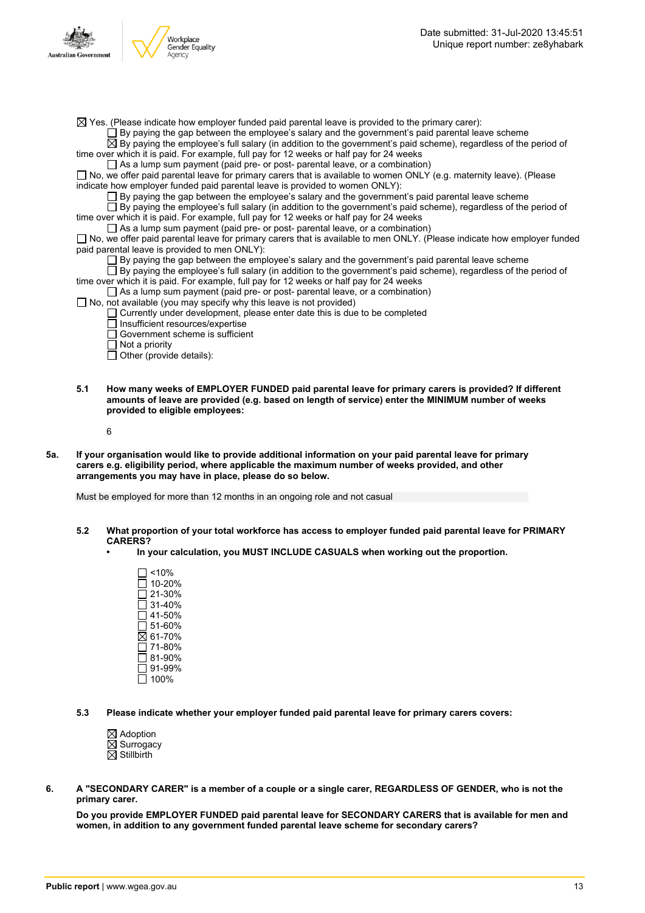☒ Yes. (Please indicate how employer funded paid parental leave is provided to the primary carer):

- ☐ By paying the gap between the employee's salary and the government's paid parental leave scheme
- ☒ By paying the employee's full salary (in addition to the government's paid scheme), regardless of the period of time over which it is paid. For example, full pay for 12 weeks or half pay for 24 weeks
- ☐ As a lump sum payment (paid pre- or post- parental leave, or a combination)

☐ No, we offer paid parental leave for primary carers that is available to women ONLY (e.g. maternity leave). (Please indicate how employer funded paid parental leave is provided to women ONLY):

- ☐ By paying the gap between the employee's salary and the government's paid parental leave scheme
- ☐ By paying the employee's full salary (in addition to the government's paid scheme), regardless of the period of time over which it is paid. For example, full pay for 12 weeks or half pay for 24 weeks
- ☐ As a lump sum payment (paid pre- or post- parental leave, or a combination)

☐ No, we offer paid parental leave for primary carers that is available to men ONLY. (Please indicate how employer funded paid parental leave is provided to men ONLY):

- ☐ By paying the gap between the employee's salary and the government's paid parental leave scheme
- ☐ By paying the employee's full salary (in addition to the government's paid scheme), regardless of the period of time over which it is paid. For example, full pay for 12 weeks or half pay for 24 weeks
- ☐ As a lump sum payment (paid pre- or post- parental leave, or a combination)

☐ No, not available (you may specify why this leave is not provided)

- ☐ Currently under development, please enter date this is due to be completed
- ☐ Insufficient resources/expertise
- ☐ Government scheme is sufficient
- ☐ Not a priority
- ☐ Other (provide details):

**5.1 How many weeks of EMPLOYER FUNDED paid parental leave for primary carers is provided? If different amounts of leave are provided (e.g. based on length of service) enter the MINIMUM number of weeks provided to eligible employees:**

6

**5a. If your organisation would like to provide additional information on your paid parental leave for primary carers e.g. eligibility period, where applicable the maximum number of weeks provided, and other arrangements you may have in place, please do so below.**

Must be employed for more than 12 months in an ongoing role and not casual

**5.2 What proportion of your total workforce has access to employer funded paid parental leave for PRIMARY CARERS?**

- **In your calculation, you MUST INCLUDE CASUALS when working out the proportion.**

☐ <10%
☐ 10-20%
☐ 21-30%
☐ 31-40%
☐ 41-50%
☐ 51-60%
☒ 61-70%
☐ 71-80%
☐ 81-90%
☐ 91-99%
☐ 100%

**5.3 Please indicate whether your employer funded paid parental leave for primary carers covers:**

☒ Adoption
☒ Surrogacy
☒ Stillbirth

**6. A "SECONDARY CARER" is a member of a couple or a single carer, REGARDLESS OF GENDER, who is not the primary carer.**

**Do you provide EMPLOYER FUNDED paid parental leave for SECONDARY CARERS that is available for men and women, in addition to any government funded parental leave scheme for secondary carers?**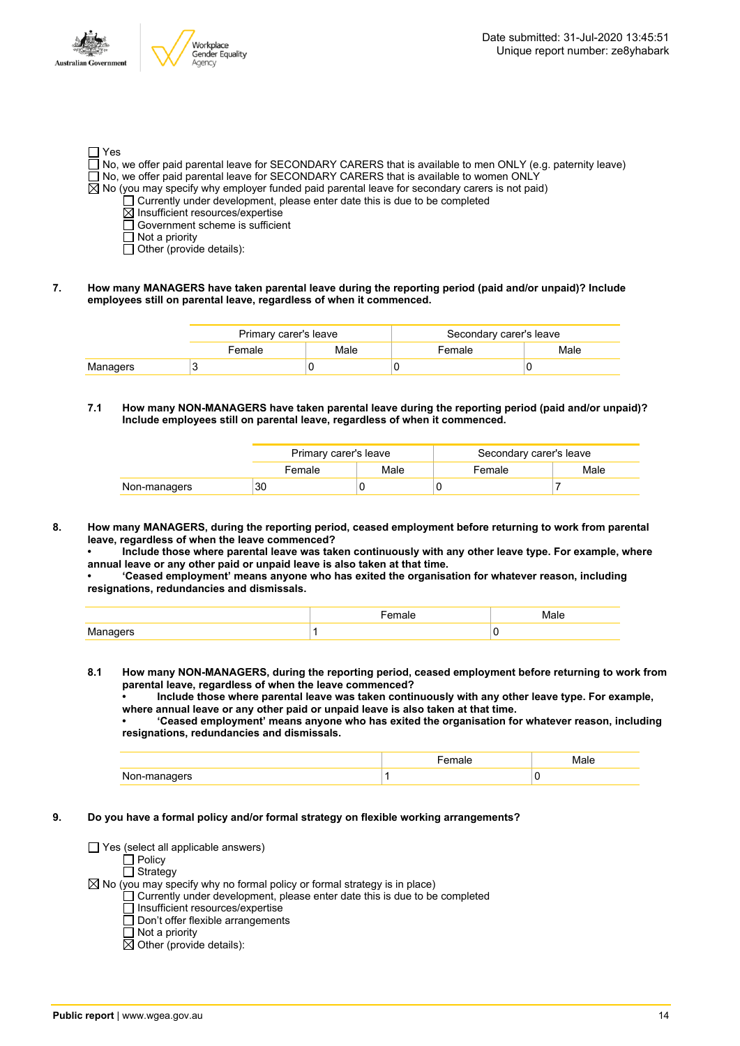- [ ] Yes
- [ ] No, we offer paid parental leave for SECONDARY CARERS that is available to men ONLY (e.g. paternity leave)
- [ ] No, we offer paid parental leave for SECONDARY CARERS that is available to women ONLY
- [x] No (you may specify why employer funded paid parental leave for secondary carers is not paid)
  - [ ] Currently under development, please enter date this is due to be completed
  - [x] Insufficient resources/expertise
  - [ ] Government scheme is sufficient
  - [ ] Not a priority
  - [ ] Other (provide details):

**7. How many MANAGERS have taken parental leave during the reporting period (paid and/or unpaid)? Include employees still on parental leave, regardless of when it commenced.**

| | Primary carer's leave | | Secondary carer's leave | |
|---|---|---|---|---|
| | Female | Male | Female | Male |
| Managers | 3 | 0 | 0 | 0 |

**7.1 How many NON-MANAGERS have taken parental leave during the reporting period (paid and/or unpaid)? Include employees still on parental leave, regardless of when it commenced.**

| | Primary carer's leave | | Secondary carer's leave | |
|---|---|---|---|---|
| | Female | Male | Female | Male |
| Non-managers | 30 | 0 | 0 | 7 |

**8. How many MANAGERS, during the reporting period, ceased employment before returning to work from parental leave, regardless of when the leave commenced?**
**• Include those where parental leave was taken continuously with any other leave type. For example, where annual leave or any other paid or unpaid leave is also taken at that time.**
**• 'Ceased employment' means anyone who has exited the organisation for whatever reason, including resignations, redundancies and dismissals.**

| | Female | Male |
|---|---|---|
| Managers | 1 | 0 |

**8.1 How many NON-MANAGERS, during the reporting period, ceased employment before returning to work from parental leave, regardless of when the leave commenced?**
**• Include those where parental leave was taken continuously with any other leave type. For example, where annual leave or any other paid or unpaid leave is also taken at that time.**
**• 'Ceased employment' means anyone who has exited the organisation for whatever reason, including resignations, redundancies and dismissals.**

| | Female | Male |
|---|---|---|
| Non-managers | 1 | 0 |

**9. Do you have a formal policy and/or formal strategy on flexible working arrangements?**

- [ ] Yes (select all applicable answers)
  - [ ] Policy
  - [ ] Strategy
- [x] No (you may specify why no formal policy or formal strategy is in place)
  - [ ] Currently under development, please enter date this is due to be completed
  - [ ] Insufficient resources/expertise
  - [ ] Don't offer flexible arrangements
  - [ ] Not a priority
  - [x] Other (provide details):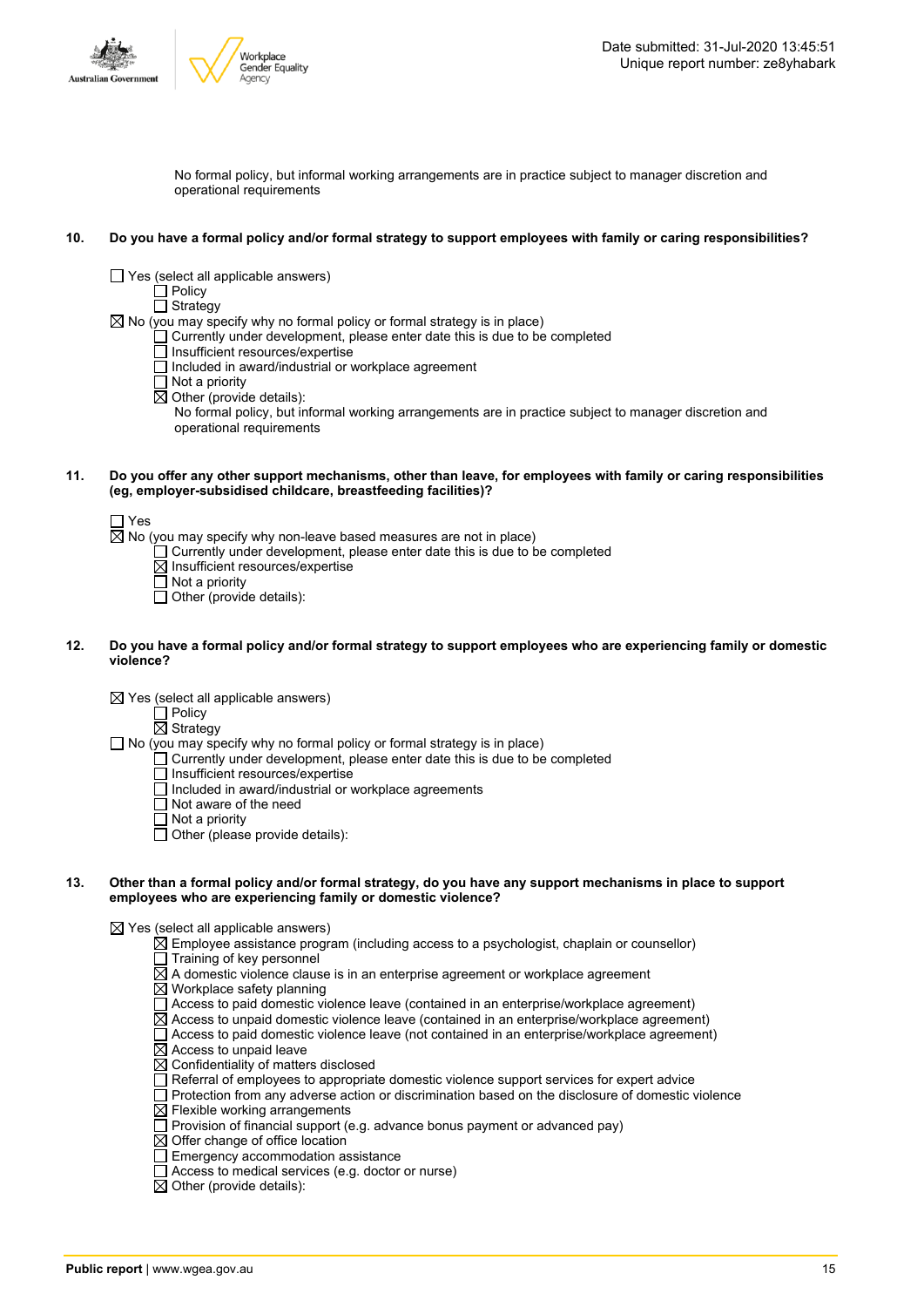No formal policy, but informal working arrangements are in practice subject to manager discretion and operational requirements

**10. Do you have a formal policy and/or formal strategy to support employees with family or caring responsibilities?**

- ☐ Yes (select all applicable answers)
  - ☐ Policy
  - ☐ Strategy
- ☒ No (you may specify why no formal policy or formal strategy is in place)
  - ☐ Currently under development, please enter date this is due to be completed
  - ☐ Insufficient resources/expertise
  - ☐ Included in award/industrial or workplace agreement
  - ☐ Not a priority
  - ☒ Other (provide details):
    No formal policy, but informal working arrangements are in practice subject to manager discretion and operational requirements

**11. Do you offer any other support mechanisms, other than leave, for employees with family or caring responsibilities (eg, employer-subsidised childcare, breastfeeding facilities)?**

- ☐ Yes
- ☒ No (you may specify why non-leave based measures are not in place)
  - ☐ Currently under development, please enter date this is due to be completed
  - ☒ Insufficient resources/expertise
  - ☐ Not a priority
  - ☐ Other (provide details):

**12. Do you have a formal policy and/or formal strategy to support employees who are experiencing family or domestic violence?**

- ☒ Yes (select all applicable answers)
  - ☐ Policy
  - ☒ Strategy
- ☐ No (you may specify why no formal policy or formal strategy is in place)
  - ☐ Currently under development, please enter date this is due to be completed
  - ☐ Insufficient resources/expertise
  - ☐ Included in award/industrial or workplace agreements
  - ☐ Not aware of the need
  - ☐ Not a priority
  - ☐ Other (please provide details):

**13. Other than a formal policy and/or formal strategy, do you have any support mechanisms in place to support employees who are experiencing family or domestic violence?**

- ☒ Yes (select all applicable answers)
  - ☒ Employee assistance program (including access to a psychologist, chaplain or counsellor)
  - ☐ Training of key personnel
  - ☒ A domestic violence clause is in an enterprise agreement or workplace agreement
  - ☒ Workplace safety planning
  - ☐ Access to paid domestic violence leave (contained in an enterprise/workplace agreement)
  - ☒ Access to unpaid domestic violence leave (contained in an enterprise/workplace agreement)
  - ☐ Access to paid domestic violence leave (not contained in an enterprise/workplace agreement)
  - ☒ Access to unpaid leave
  - ☒ Confidentiality of matters disclosed
  - ☐ Referral of employees to appropriate domestic violence support services for expert advice
  - ☐ Protection from any adverse action or discrimination based on the disclosure of domestic violence
  - ☒ Flexible working arrangements
  - ☐ Provision of financial support (e.g. advance bonus payment or advanced pay)
  - ☒ Offer change of office location
  - ☐ Emergency accommodation assistance
  - ☐ Access to medical services (e.g. doctor or nurse)
  - ☒ Other (provide details):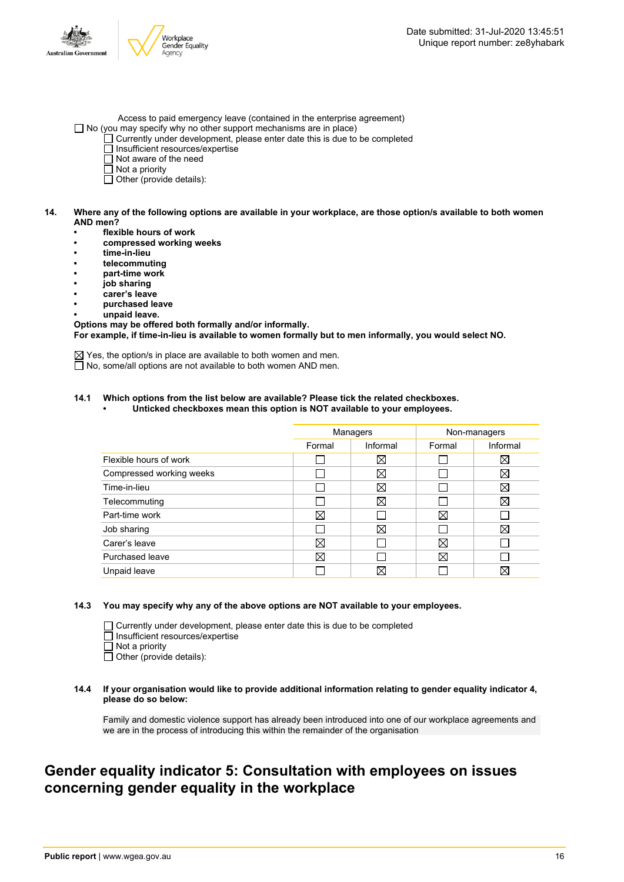Access to paid emergency leave (contained in the enterprise agreement)

☐ No (you may specify why no other support mechanisms are in place)
- ☐ Currently under development, please enter date this is due to be completed
- ☐ Insufficient resources/expertise
- ☐ Not aware of the need
- ☐ Not a priority
- ☐ Other (provide details):

**14. Where any of the following options are available in your workplace, are those option/s available to both women AND men?**

- **flexible hours of work**
- **compressed working weeks**
- **time-in-lieu**
- **telecommuting**
- **part-time work**
- **job sharing**
- **carer's leave**
- **purchased leave**
- **unpaid leave.**

**Options may be offered both formally and/or informally.**
**For example, if time-in-lieu is available to women formally but to men informally, you would select NO.**

☒ Yes, the option/s in place are available to both women and men.
☐ No, some/all options are not available to both women AND men.

**14.1 Which options from the list below are available? Please tick the related checkboxes.**
- **Unticked checkboxes mean this option is NOT available to your employees.**

| | Managers | | Non-managers | |
|---|---|---|---|---|
| | Formal | Informal | Formal | Informal |
| Flexible hours of work | ☐ | ☒ | ☐ | ☒ |
| Compressed working weeks | ☐ | ☒ | ☐ | ☒ |
| Time-in-lieu | ☐ | ☒ | ☐ | ☒ |
| Telecommuting | ☐ | ☒ | ☐ | ☒ |
| Part-time work | ☒ | ☐ | ☒ | ☐ |
| Job sharing | ☐ | ☒ | ☐ | ☒ |
| Carer's leave | ☒ | ☐ | ☒ | ☐ |
| Purchased leave | ☒ | ☐ | ☒ | ☐ |
| Unpaid leave | ☐ | ☒ | ☐ | ☒ |

**14.3 You may specify why any of the above options are NOT available to your employees.**

- ☐ Currently under development, please enter date this is due to be completed
- ☐ Insufficient resources/expertise
- ☐ Not a priority
- ☐ Other (provide details):

**14.4 If your organisation would like to provide additional information relating to gender equality indicator 4, please do so below:**

Family and domestic violence support has already been introduced into one of our workplace agreements and we are in the process of introducing this within the remainder of the organisation

# Gender equality indicator 5: Consultation with employees on issues concerning gender equality in the workplace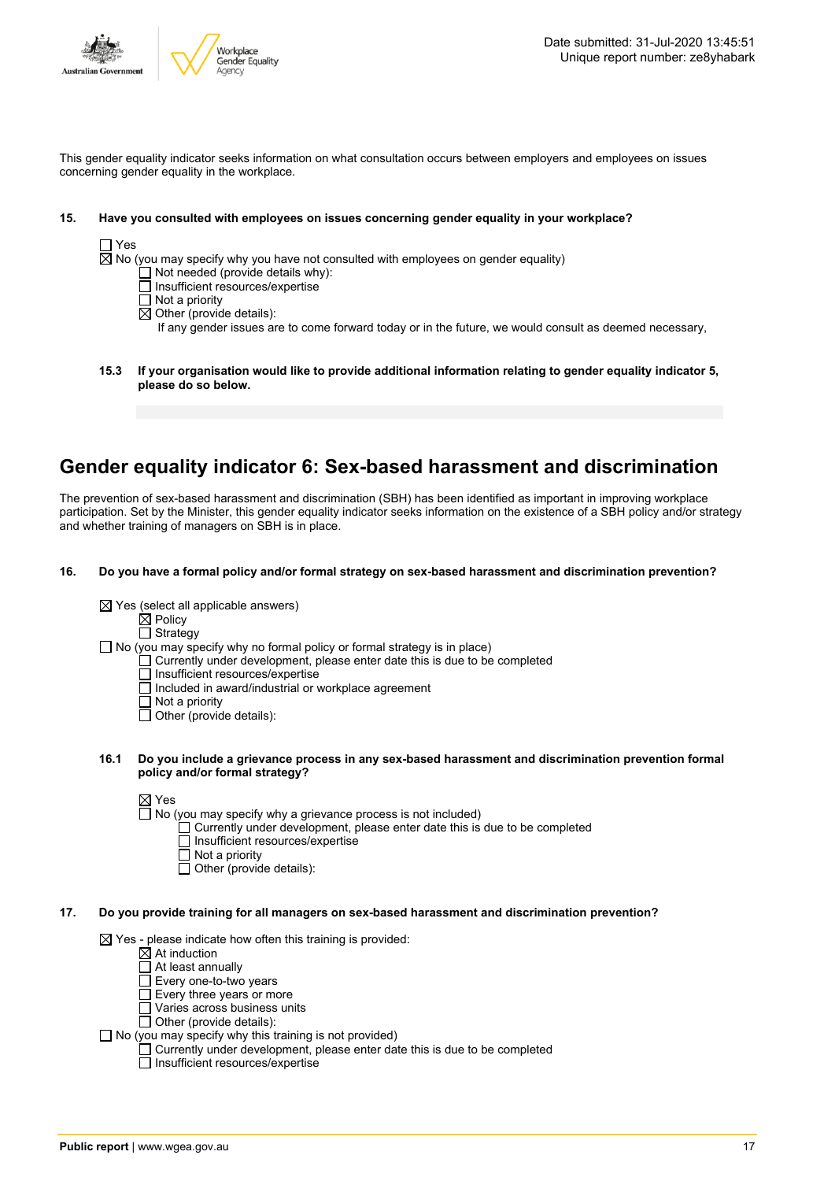This gender equality indicator seeks information on what consultation occurs between employers and employees on issues concerning gender equality in the workplace.

**15. Have you consulted with employees on issues concerning gender equality in your workplace?**

☐ Yes
☒ No (you may specify why you have not consulted with employees on gender equality)
- ☐ Not needed (provide details why):
- ☐ Insufficient resources/expertise
- ☐ Not a priority
- ☒ Other (provide details):
  If any gender issues are to come forward today or in the future, we would consult as deemed necessary,

**15.3 If your organisation would like to provide additional information relating to gender equality indicator 5, please do so below.**

## Gender equality indicator 6: Sex-based harassment and discrimination

The prevention of sex-based harassment and discrimination (SBH) has been identified as important in improving workplace participation. Set by the Minister, this gender equality indicator seeks information on the existence of a SBH policy and/or strategy and whether training of managers on SBH is in place.

**16. Do you have a formal policy and/or formal strategy on sex-based harassment and discrimination prevention?**

☒ Yes (select all applicable answers)
- ☒ Policy
- ☐ Strategy

☐ No (you may specify why no formal policy or formal strategy is in place)
- ☐ Currently under development, please enter date this is due to be completed
- ☐ Insufficient resources/expertise
- ☐ Included in award/industrial or workplace agreement
- ☐ Not a priority
- ☐ Other (provide details):

**16.1 Do you include a grievance process in any sex-based harassment and discrimination prevention formal policy and/or formal strategy?**

☒ Yes
☐ No (you may specify why a grievance process is not included)
- ☐ Currently under development, please enter date this is due to be completed
- ☐ Insufficient resources/expertise
- ☐ Not a priority
- ☐ Other (provide details):

**17. Do you provide training for all managers on sex-based harassment and discrimination prevention?**

☒ Yes - please indicate how often this training is provided:
- ☒ At induction
- ☐ At least annually
- ☐ Every one-to-two years
- ☐ Every three years or more
- ☐ Varies across business units
- ☐ Other (provide details):

☐ No (you may specify why this training is not provided)
- ☐ Currently under development, please enter date this is due to be completed
- ☐ Insufficient resources/expertise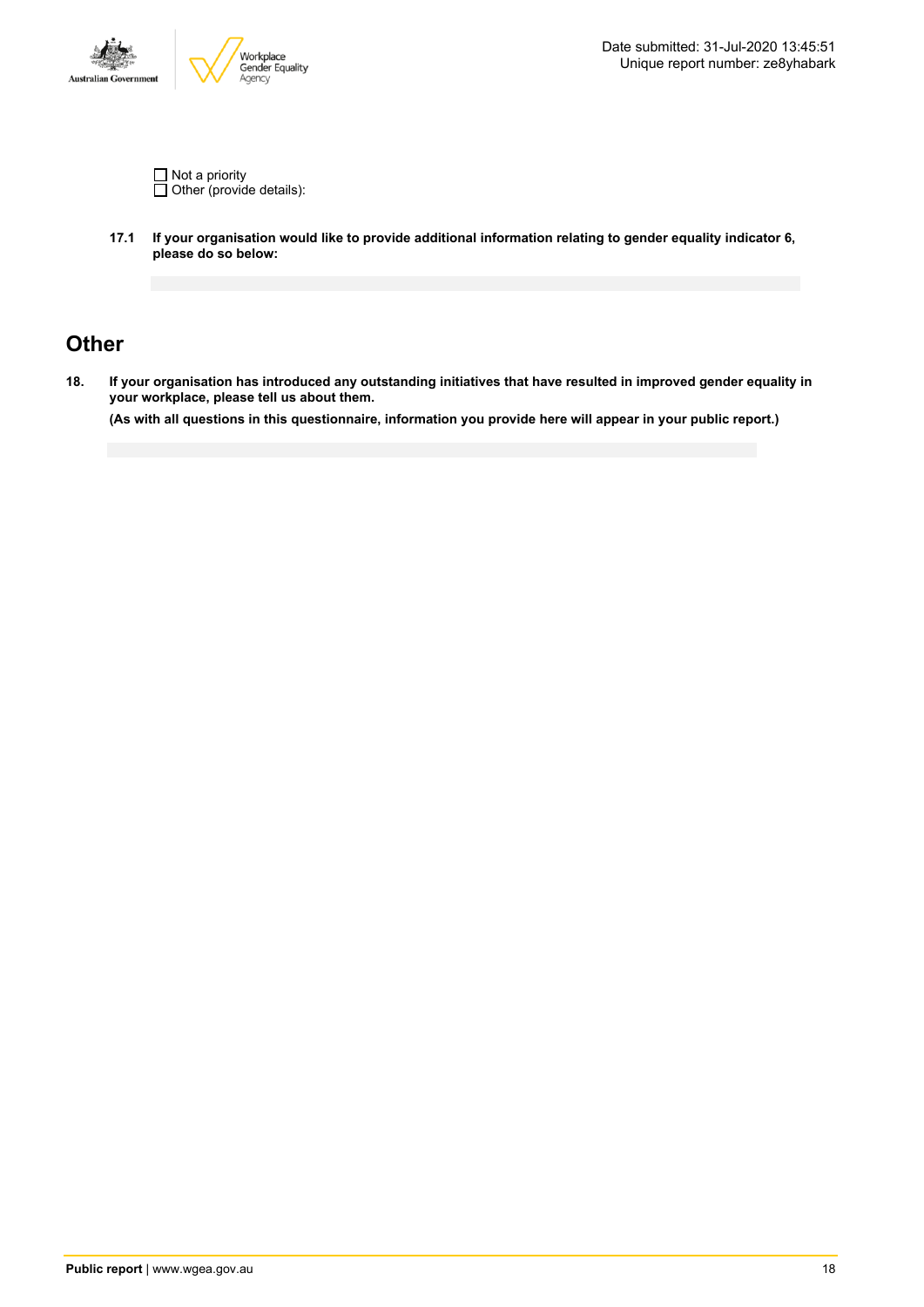- ☐ Not a priority
- ☐ Other (provide details):

**17.1 If your organisation would like to provide additional information relating to gender equality indicator 6, please do so below:**

## Other

**18. If your organisation has introduced any outstanding initiatives that have resulted in improved gender equality in your workplace, please tell us about them.**

**(As with all questions in this questionnaire, information you provide here will appear in your public report.)**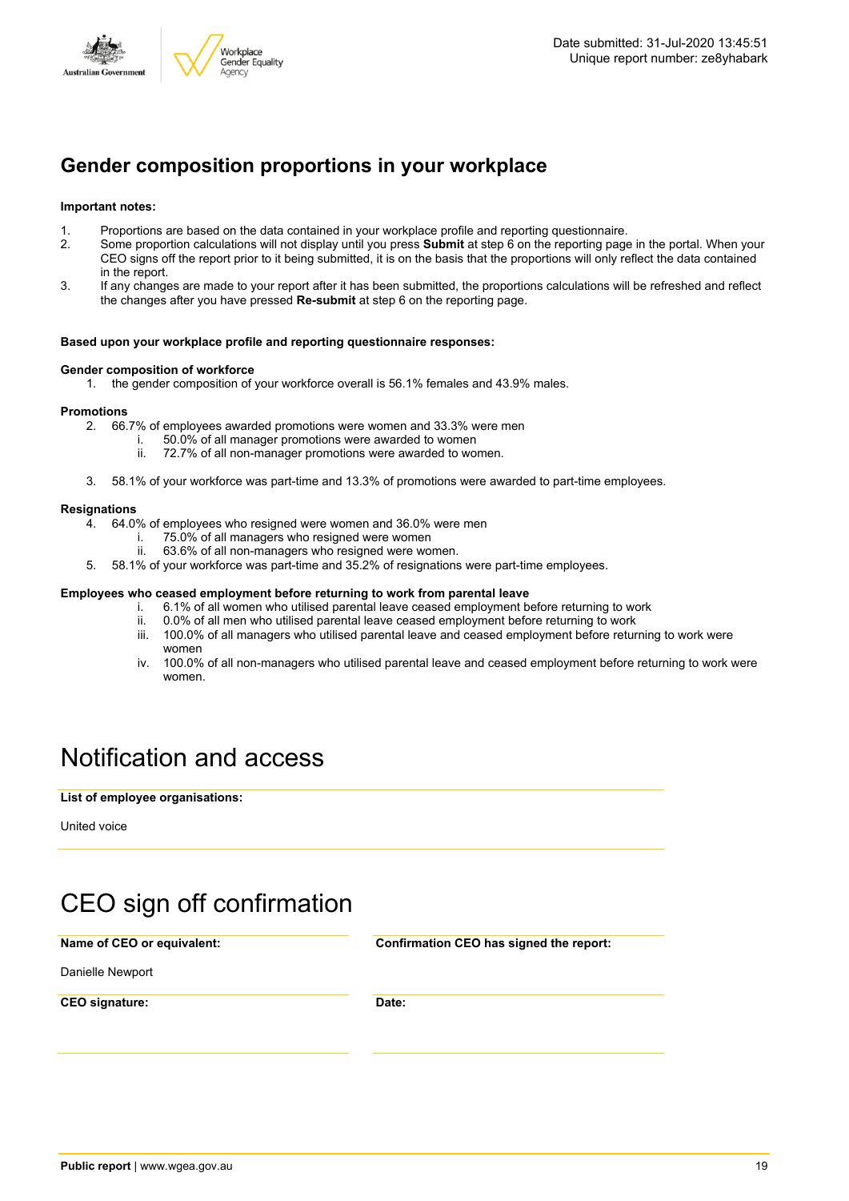## Gender composition proportions in your workplace

**Important notes:**

1. Proportions are based on the data contained in your workplace profile and reporting questionnaire.
2. Some proportion calculations will not display until you press **Submit** at step 6 on the reporting page in the portal. When your CEO signs off the report prior to it being submitted, it is on the basis that the proportions will only reflect the data contained in the report.
3. If any changes are made to your report after it has been submitted, the proportions calculations will be refreshed and reflect the changes after you have pressed **Re-submit** at step 6 on the reporting page.

**Based upon your workplace profile and reporting questionnaire responses:**

**Gender composition of workforce**

1. the gender composition of your workforce overall is 56.1% females and 43.9% males.

**Promotions**

2. 66.7% of employees awarded promotions were women and 33.3% were men
   i. 50.0% of all manager promotions were awarded to women
   ii. 72.7% of all non-manager promotions were awarded to women.
3. 58.1% of your workforce was part-time and 13.3% of promotions were awarded to part-time employees.

**Resignations**

4. 64.0% of employees who resigned were women and 36.0% were men
   i. 75.0% of all managers who resigned were women
   ii. 63.6% of all non-managers who resigned were women.
5. 58.1% of your workforce was part-time and 35.2% of resignations were part-time employees.

**Employees who ceased employment before returning to work from parental leave**

i. 6.1% of all women who utilised parental leave ceased employment before returning to work
ii. 0.0% of all men who utilised parental leave ceased employment before returning to work
iii. 100.0% of all managers who utilised parental leave and ceased employment before returning to work were women
iv. 100.0% of all non-managers who utilised parental leave and ceased employment before returning to work were women.

# Notification and access

**List of employee organisations:**

United voice

# CEO sign off confirmation

**Name of CEO or equivalent:**

Danielle Newport

**Confirmation CEO has signed the report:**

**CEO signature:**

**Date:**